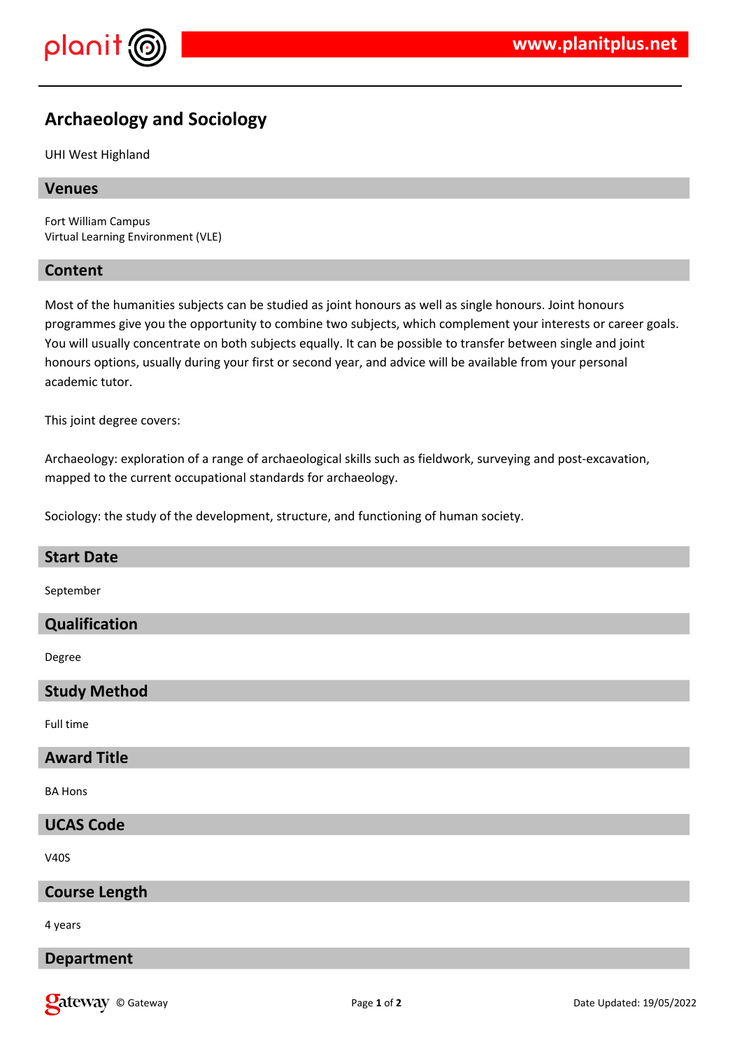# Archaeology and Sociology

UHI West Highland

## Venues

Fort William Campus
Virtual Learning Environment (VLE)

## Content

Most of the humanities subjects can be studied as joint honours as well as single honours. Joint honours programmes give you the opportunity to combine two subjects, which complement your interests or career goals. You will usually concentrate on both subjects equally. It can be possible to transfer between single and joint honours options, usually during your first or second year, and advice will be available from your personal academic tutor.

This joint degree covers:

Archaeology: exploration of a range of archaeological skills such as fieldwork, surveying and post-excavation, mapped to the current occupational standards for archaeology.

Sociology: the study of the development, structure, and functioning of human society.

## Start Date

September

## Qualification

Degree

## Study Method

Full time

## Award Title

BA Hons

## UCAS Code

V40S

## Course Length

4 years

## Department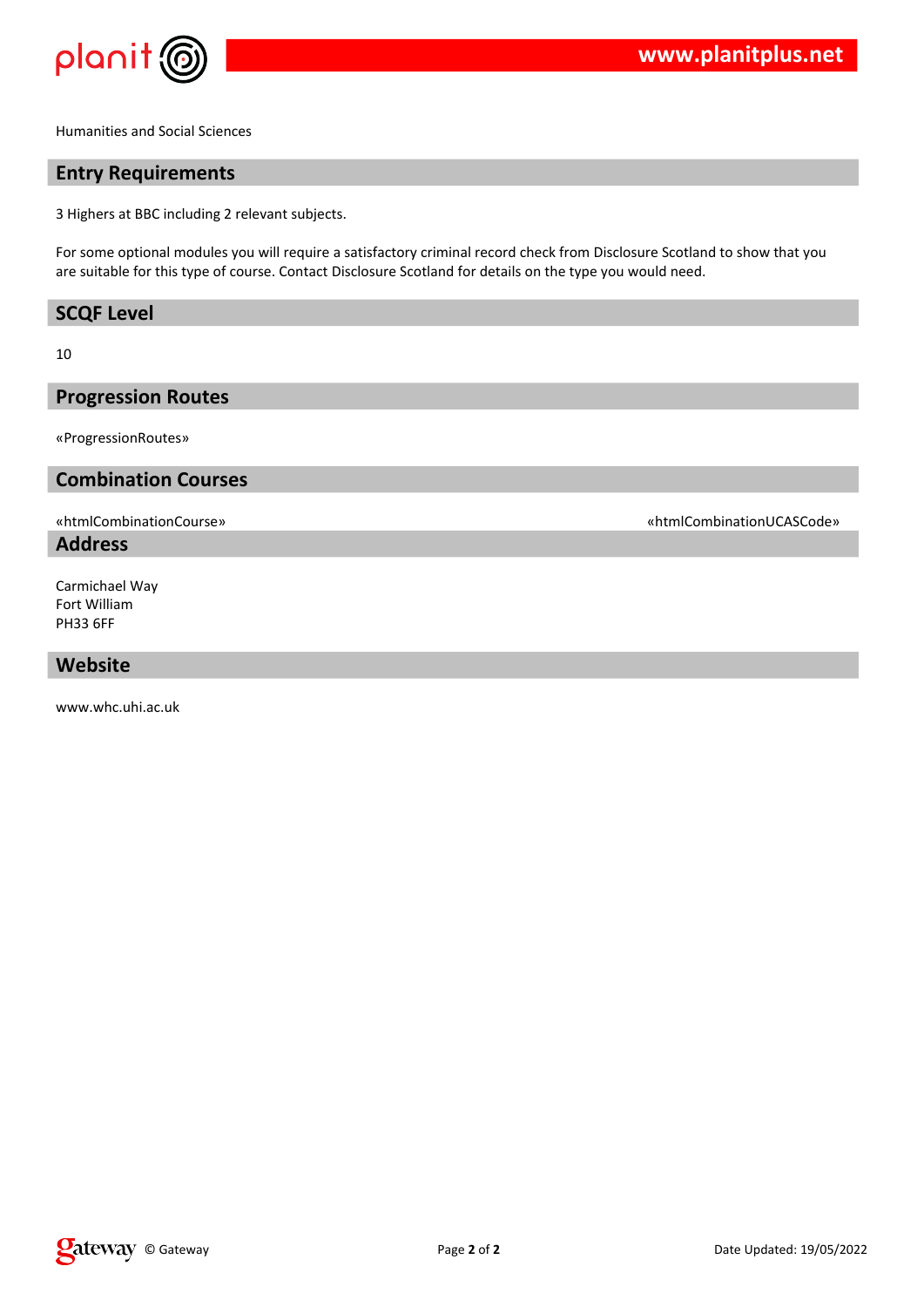Humanities and Social Sciences

## Entry Requirements

3 Highers at BBC including 2 relevant subjects.

For some optional modules you will require a satisfactory criminal record check from Disclosure Scotland to show that you are suitable for this type of course. Contact Disclosure Scotland for details on the type you would need.

## SCQF Level

10

## Progression Routes

«ProgressionRoutes»

## Combination Courses

«htmlCombinationCourse» «htmlCombinationUCASCode»

## Address

Carmichael Way
Fort William
PH33 6FF

## Website

www.whc.uhi.ac.uk